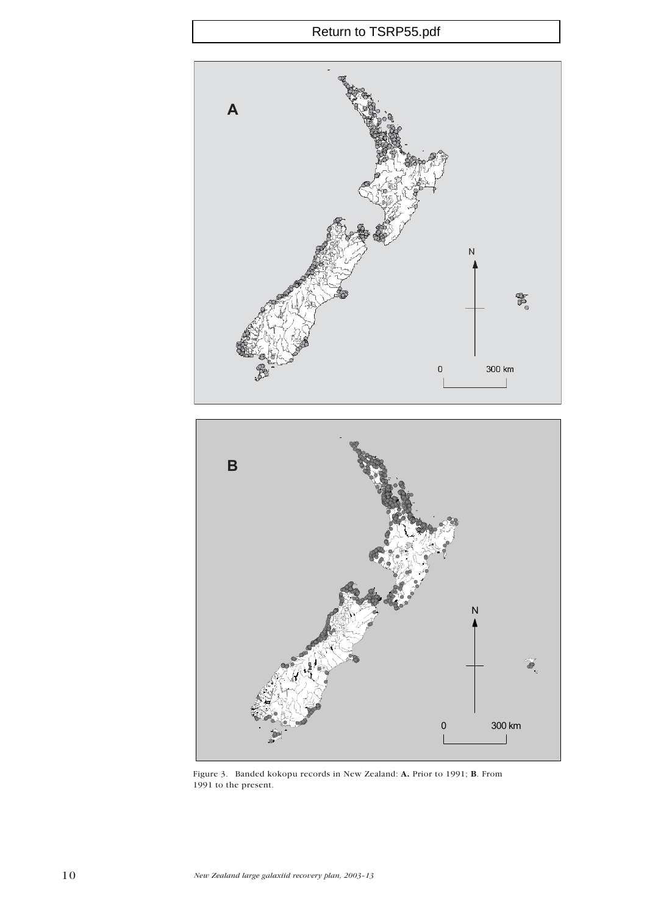Return to TSRP55.pdf

Figure 3. Banded kokopu records in New Zealand: **A.** Prior to 1991; **B**. From 1991 to the present.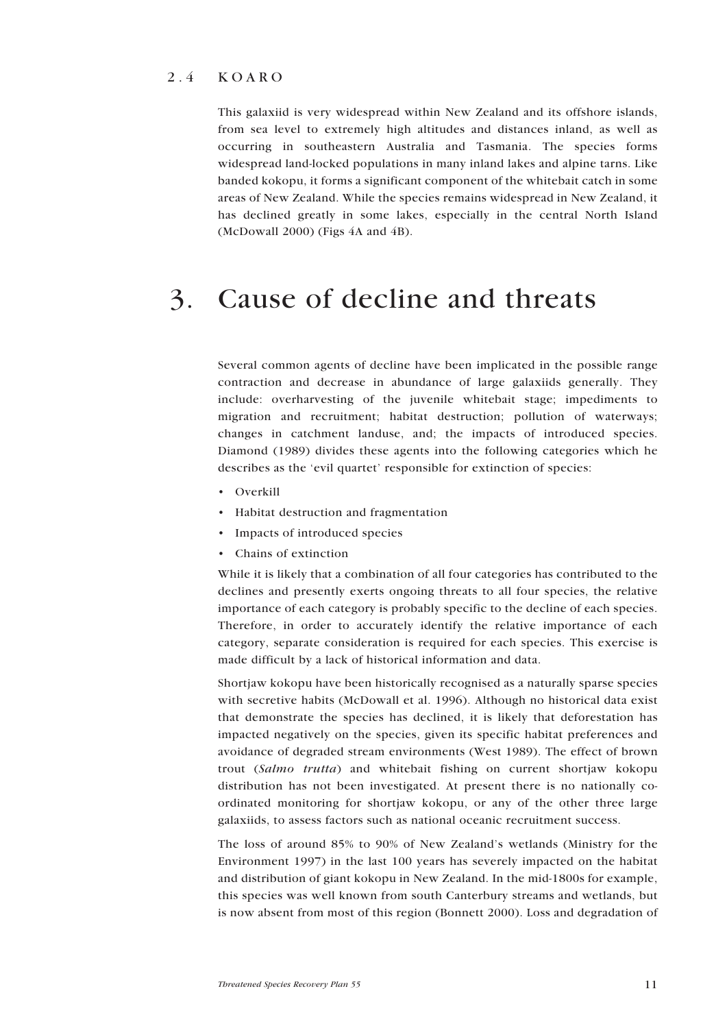## 2.4 KOARO

This galaxiid is very widespread within New Zealand and its offshore islands, from sea level to extremely high altitudes and distances inland, as well as occurring in southeastern Australia and Tasmania. The species forms widespread land-locked populations in many inland lakes and alpine tarns. Like banded kokopu, it forms a significant component of the whitebait catch in some areas of New Zealand. While the species remains widespread in New Zealand, it has declined greatly in some lakes, especially in the central North Island (McDowall 2000) (Figs 4A and 4B).

# 3. Cause of decline and threats

Several common agents of decline have been implicated in the possible range contraction and decrease in abundance of large galaxiids generally. They include: overharvesting of the juvenile whitebait stage; impediments to migration and recruitment; habitat destruction; pollution of waterways; changes in catchment landuse, and; the impacts of introduced species. Diamond (1989) divides these agents into the following categories which he describes as the 'evil quartet' responsible for extinction of species:

- Overkill
- Habitat destruction and fragmentation
- Impacts of introduced species
- Chains of extinction

While it is likely that a combination of all four categories has contributed to the declines and presently exerts ongoing threats to all four species, the relative importance of each category is probably specific to the decline of each species. Therefore, in order to accurately identify the relative importance of each category, separate consideration is required for each species. This exercise is made difficult by a lack of historical information and data.

Shortjaw kokopu have been historically recognised as a naturally sparse species with secretive habits (McDowall et al. 1996). Although no historical data exist that demonstrate the species has declined, it is likely that deforestation has impacted negatively on the species, given its specific habitat preferences and avoidance of degraded stream environments (West 1989). The effect of brown trout (*Salmo trutta*) and whitebait fishing on current shortjaw kokopu distribution has not been investigated. At present there is no nationally co-ordinated monitoring for shortjaw kokopu, or any of the other three large galaxiids, to assess factors such as national oceanic recruitment success.

The loss of around 85% to 90% of New Zealand's wetlands (Ministry for the Environment 1997) in the last 100 years has severely impacted on the habitat and distribution of giant kokopu in New Zealand. In the mid-1800s for example, this species was well known from south Canterbury streams and wetlands, but is now absent from most of this region (Bonnett 2000). Loss and degradation of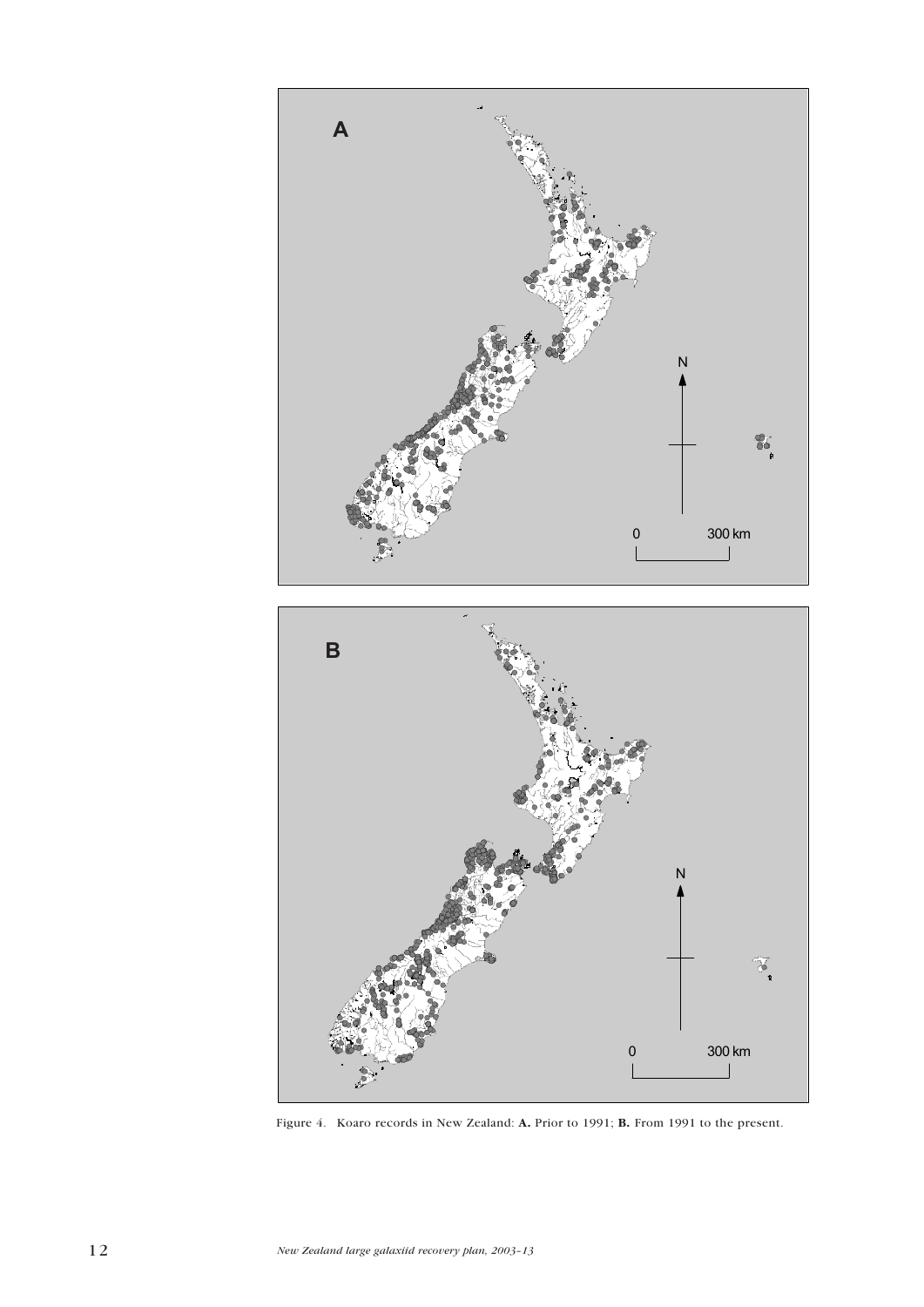Figure 4. Koaro records in New Zealand: **A.** Prior to 1991; **B.** From 1991 to the present.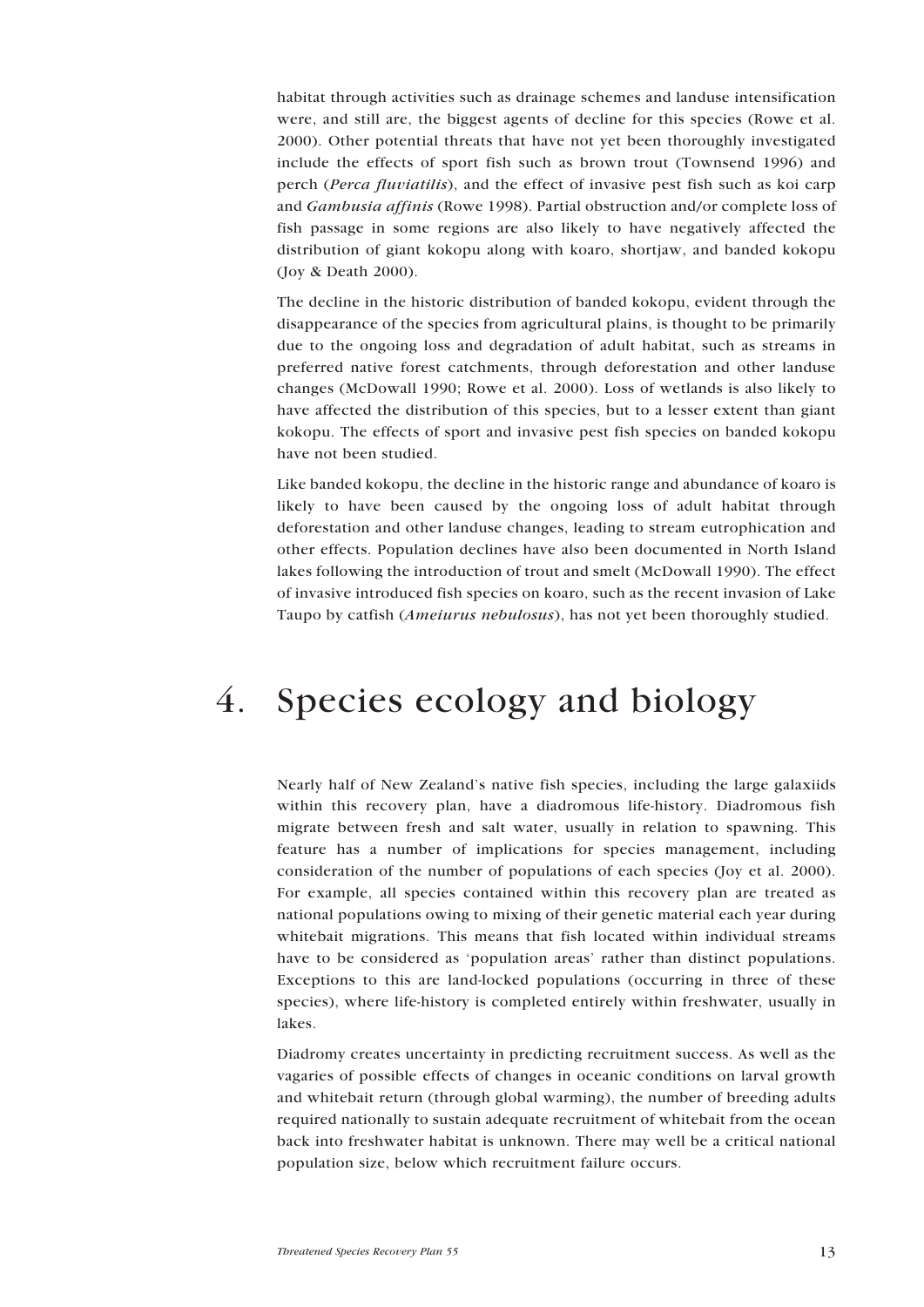habitat through activities such as drainage schemes and landuse intensification were, and still are, the biggest agents of decline for this species (Rowe et al. 2000). Other potential threats that have not yet been thoroughly investigated include the effects of sport fish such as brown trout (Townsend 1996) and perch (*Perca fluviatilis*), and the effect of invasive pest fish such as koi carp and *Gambusia affinis* (Rowe 1998). Partial obstruction and/or complete loss of fish passage in some regions are also likely to have negatively affected the distribution of giant kokopu along with koaro, shortjaw, and banded kokopu (Joy & Death 2000).

The decline in the historic distribution of banded kokopu, evident through the disappearance of the species from agricultural plains, is thought to be primarily due to the ongoing loss and degradation of adult habitat, such as streams in preferred native forest catchments, through deforestation and other landuse changes (McDowall 1990; Rowe et al. 2000). Loss of wetlands is also likely to have affected the distribution of this species, but to a lesser extent than giant kokopu. The effects of sport and invasive pest fish species on banded kokopu have not been studied.

Like banded kokopu, the decline in the historic range and abundance of koaro is likely to have been caused by the ongoing loss of adult habitat through deforestation and other landuse changes, leading to stream eutrophication and other effects. Population declines have also been documented in North Island lakes following the introduction of trout and smelt (McDowall 1990). The effect of invasive introduced fish species on koaro, such as the recent invasion of Lake Taupo by catfish (*Ameiurus nebulosus*), has not yet been thoroughly studied.

# 4. Species ecology and biology

Nearly half of New Zealand's native fish species, including the large galaxiids within this recovery plan, have a diadromous life-history. Diadromous fish migrate between fresh and salt water, usually in relation to spawning. This feature has a number of implications for species management, including consideration of the number of populations of each species (Joy et al. 2000). For example, all species contained within this recovery plan are treated as national populations owing to mixing of their genetic material each year during whitebait migrations. This means that fish located within individual streams have to be considered as 'population areas' rather than distinct populations. Exceptions to this are land-locked populations (occurring in three of these species), where life-history is completed entirely within freshwater, usually in lakes.

Diadromy creates uncertainty in predicting recruitment success. As well as the vagaries of possible effects of changes in oceanic conditions on larval growth and whitebait return (through global warming), the number of breeding adults required nationally to sustain adequate recruitment of whitebait from the ocean back into freshwater habitat is unknown. There may well be a critical national population size, below which recruitment failure occurs.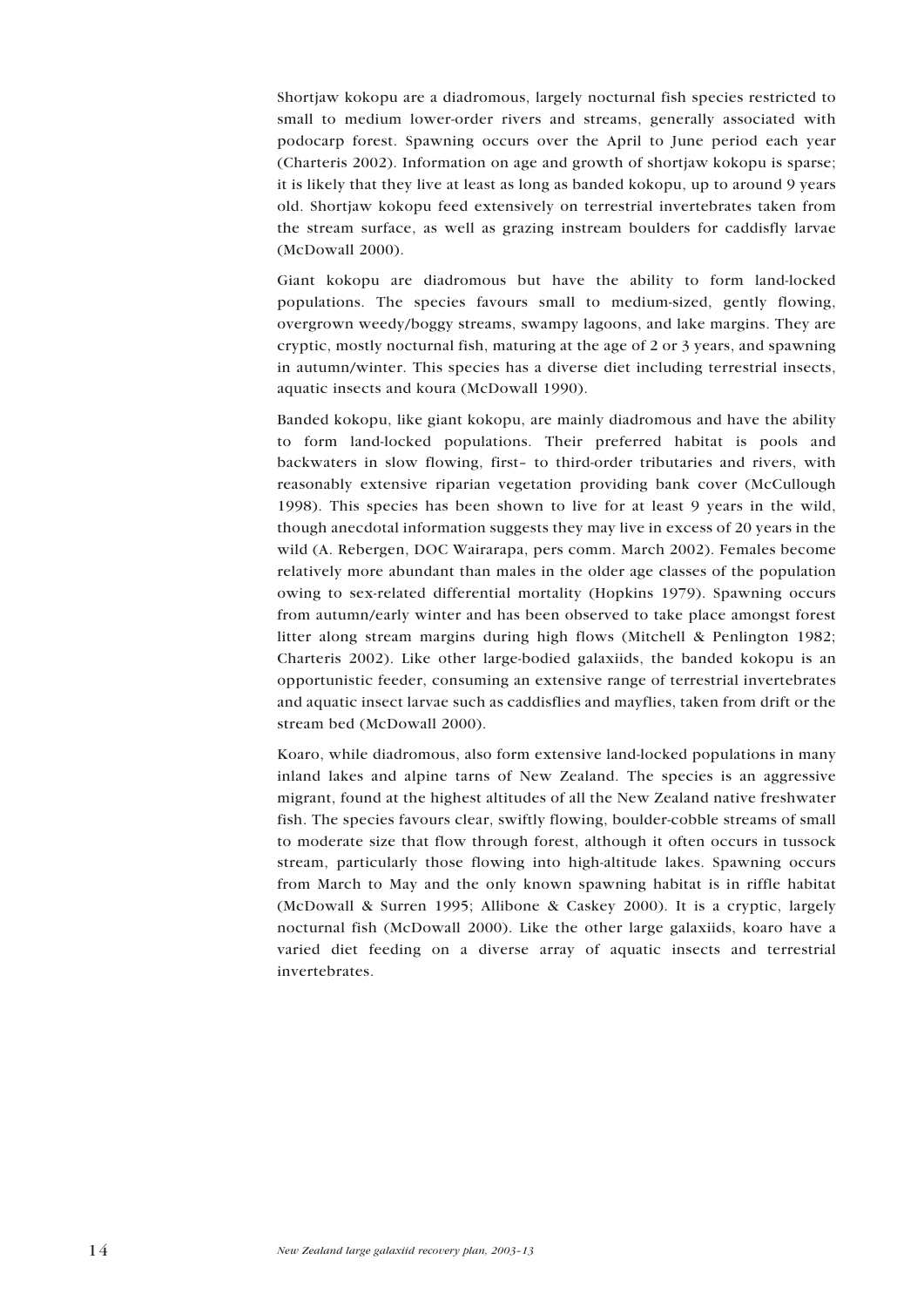Shortjaw kokopu are a diadromous, largely nocturnal fish species restricted to small to medium lower-order rivers and streams, generally associated with podocarp forest. Spawning occurs over the April to June period each year (Charteris 2002). Information on age and growth of shortjaw kokopu is sparse; it is likely that they live at least as long as banded kokopu, up to around 9 years old. Shortjaw kokopu feed extensively on terrestrial invertebrates taken from the stream surface, as well as grazing instream boulders for caddisfly larvae (McDowall 2000).

Giant kokopu are diadromous but have the ability to form land-locked populations. The species favours small to medium-sized, gently flowing, overgrown weedy/boggy streams, swampy lagoons, and lake margins. They are cryptic, mostly nocturnal fish, maturing at the age of 2 or 3 years, and spawning in autumn/winter. This species has a diverse diet including terrestrial insects, aquatic insects and koura (McDowall 1990).

Banded kokopu, like giant kokopu, are mainly diadromous and have the ability to form land-locked populations. Their preferred habitat is pools and backwaters in slow flowing, first- to third-order tributaries and rivers, with reasonably extensive riparian vegetation providing bank cover (McCullough 1998). This species has been shown to live for at least 9 years in the wild, though anecdotal information suggests they may live in excess of 20 years in the wild (A. Rebergen, DOC Wairarapa, pers comm. March 2002). Females become relatively more abundant than males in the older age classes of the population owing to sex-related differential mortality (Hopkins 1979). Spawning occurs from autumn/early winter and has been observed to take place amongst forest litter along stream margins during high flows (Mitchell & Penlington 1982; Charteris 2002). Like other large-bodied galaxiids, the banded kokopu is an opportunistic feeder, consuming an extensive range of terrestrial invertebrates and aquatic insect larvae such as caddisflies and mayflies, taken from drift or the stream bed (McDowall 2000).

Koaro, while diadromous, also form extensive land-locked populations in many inland lakes and alpine tarns of New Zealand. The species is an aggressive migrant, found at the highest altitudes of all the New Zealand native freshwater fish. The species favours clear, swiftly flowing, boulder-cobble streams of small to moderate size that flow through forest, although it often occurs in tussock stream, particularly those flowing into high-altitude lakes. Spawning occurs from March to May and the only known spawning habitat is in riffle habitat (McDowall & Surren 1995; Allibone & Caskey 2000). It is a cryptic, largely nocturnal fish (McDowall 2000). Like the other large galaxiids, koaro have a varied diet feeding on a diverse array of aquatic insects and terrestrial invertebrates.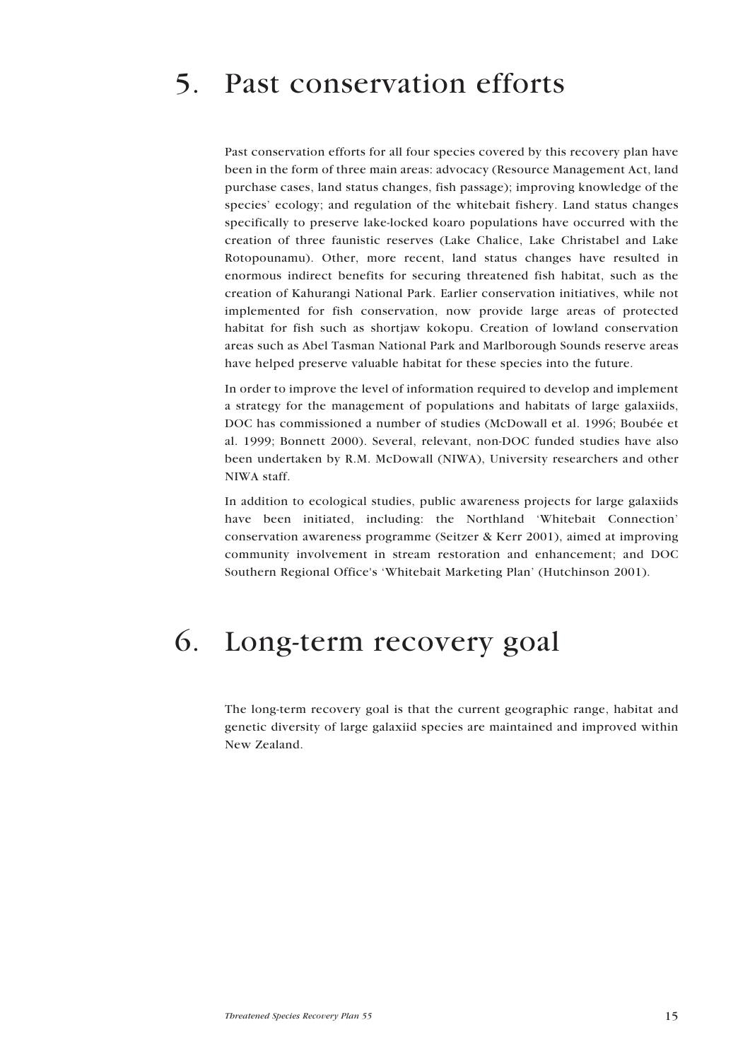# 5. Past conservation efforts

Past conservation efforts for all four species covered by this recovery plan have been in the form of three main areas: advocacy (Resource Management Act, land purchase cases, land status changes, fish passage); improving knowledge of the species' ecology; and regulation of the whitebait fishery. Land status changes specifically to preserve lake-locked koaro populations have occurred with the creation of three faunistic reserves (Lake Chalice, Lake Christabel and Lake Rotopounamu). Other, more recent, land status changes have resulted in enormous indirect benefits for securing threatened fish habitat, such as the creation of Kahurangi National Park. Earlier conservation initiatives, while not implemented for fish conservation, now provide large areas of protected habitat for fish such as shortjaw kokopu. Creation of lowland conservation areas such as Abel Tasman National Park and Marlborough Sounds reserve areas have helped preserve valuable habitat for these species into the future.

In order to improve the level of information required to develop and implement a strategy for the management of populations and habitats of large galaxiids, DOC has commissioned a number of studies (McDowall et al. 1996; Boubée et al. 1999; Bonnett 2000). Several, relevant, non-DOC funded studies have also been undertaken by R.M. McDowall (NIWA), University researchers and other NIWA staff.

In addition to ecological studies, public awareness projects for large galaxiids have been initiated, including: the Northland 'Whitebait Connection' conservation awareness programme (Seitzer & Kerr 2001), aimed at improving community involvement in stream restoration and enhancement; and DOC Southern Regional Office's 'Whitebait Marketing Plan' (Hutchinson 2001).

# 6. Long-term recovery goal

The long-term recovery goal is that the current geographic range, habitat and genetic diversity of large galaxiid species are maintained and improved within New Zealand.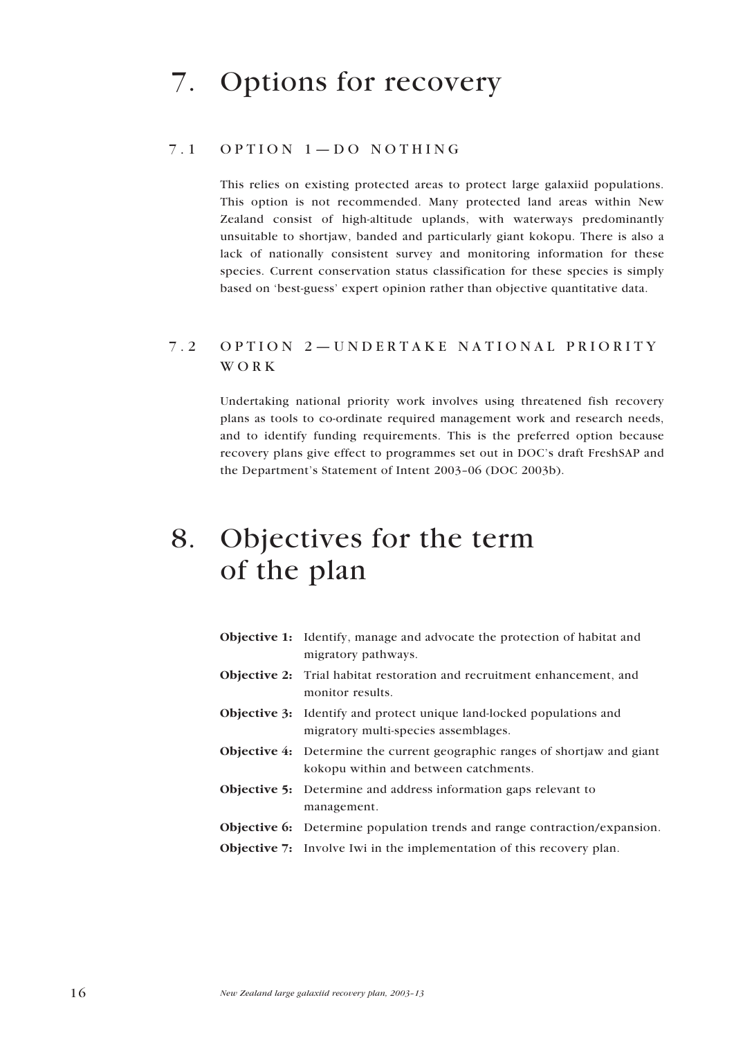# 7. Options for recovery

## 7.1 OPTION 1—DO NOTHING

This relies on existing protected areas to protect large galaxiid populations. This option is not recommended. Many protected land areas within New Zealand consist of high-altitude uplands, with waterways predominantly unsuitable to shortjaw, banded and particularly giant kokopu. There is also a lack of nationally consistent survey and monitoring information for these species. Current conservation status classification for these species is simply based on 'best-guess' expert opinion rather than objective quantitative data.

## 7.2 OPTION 2—UNDERTAKE NATIONAL PRIORITY WORK

Undertaking national priority work involves using threatened fish recovery plans as tools to co-ordinate required management work and research needs, and to identify funding requirements. This is the preferred option because recovery plans give effect to programmes set out in DOC's draft FreshSAP and the Department's Statement of Intent 2003–06 (DOC 2003b).

# 8. Objectives for the term of the plan

**Objective 1:** Identify, manage and advocate the protection of habitat and migratory pathways.

**Objective 2:** Trial habitat restoration and recruitment enhancement, and monitor results.

**Objective 3:** Identify and protect unique land-locked populations and migratory multi-species assemblages.

**Objective 4:** Determine the current geographic ranges of shortjaw and giant kokopu within and between catchments.

**Objective 5:** Determine and address information gaps relevant to management.

**Objective 6:** Determine population trends and range contraction/expansion.

**Objective 7:** Involve Iwi in the implementation of this recovery plan.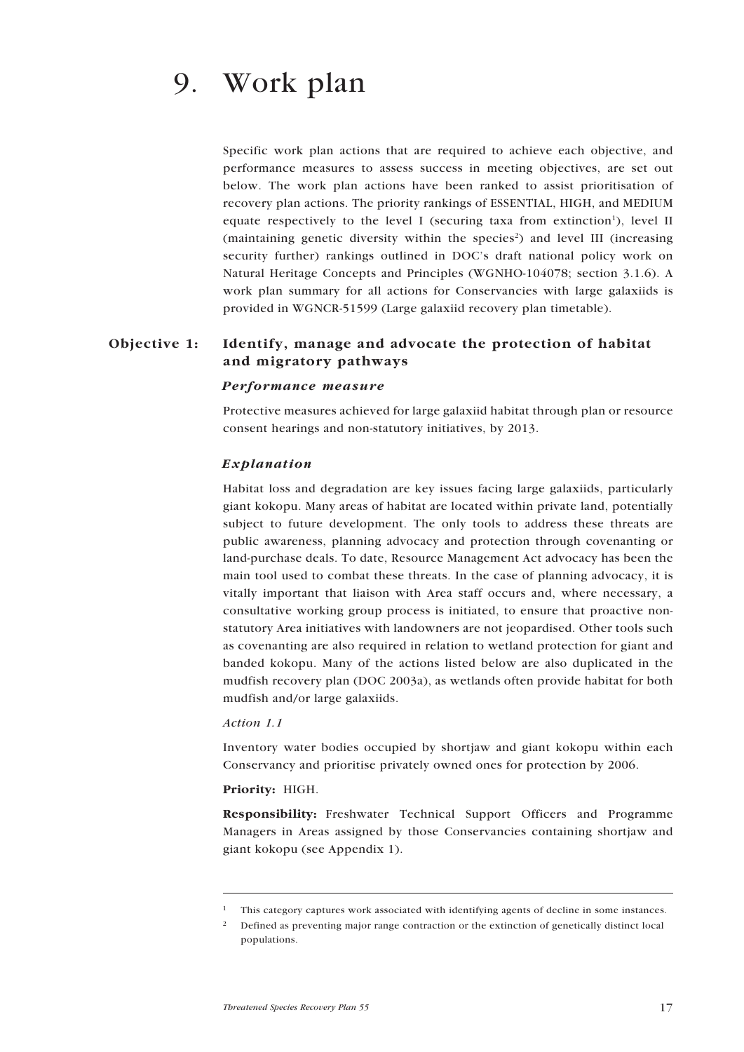# 9. Work plan

Specific work plan actions that are required to achieve each objective, and performance measures to assess success in meeting objectives, are set out below. The work plan actions have been ranked to assist prioritisation of recovery plan actions. The priority rankings of ESSENTIAL, HIGH, and MEDIUM equate respectively to the level I (securing taxa from extinction[1]), level II (maintaining genetic diversity within the species[2]) and level III (increasing security further) rankings outlined in DOC's draft national policy work on Natural Heritage Concepts and Principles (WGNHO-104078; section 3.1.6). A work plan summary for all actions for Conservancies with large galaxiids is provided in WGNCR-51599 (Large galaxiid recovery plan timetable).

## Objective 1: Identify, manage and advocate the protection of habitat and migratory pathways

### *Performance measure*

Protective measures achieved for large galaxiid habitat through plan or resource consent hearings and non-statutory initiatives, by 2013.

### *Explanation*

Habitat loss and degradation are key issues facing large galaxiids, particularly giant kokopu. Many areas of habitat are located within private land, potentially subject to future development. The only tools to address these threats are public awareness, planning advocacy and protection through covenanting or land-purchase deals. To date, Resource Management Act advocacy has been the main tool used to combat these threats. In the case of planning advocacy, it is vitally important that liaison with Area staff occurs and, where necessary, a consultative working group process is initiated, to ensure that proactive non-statutory Area initiatives with landowners are not jeopardised. Other tools such as covenanting are also required in relation to wetland protection for giant and banded kokopu. Many of the actions listed below are also duplicated in the mudfish recovery plan (DOC 2003a), as wetlands often provide habitat for both mudfish and/or large galaxiids.

*Action 1.1*

Inventory water bodies occupied by shortjaw and giant kokopu within each Conservancy and prioritise privately owned ones for protection by 2006.

**Priority:** HIGH.

**Responsibility:** Freshwater Technical Support Officers and Programme Managers in Areas assigned by those Conservancies containing shortjaw and giant kokopu (see Appendix 1).

[1] This category captures work associated with identifying agents of decline in some instances.

[2] Defined as preventing major range contraction or the extinction of genetically distinct local populations.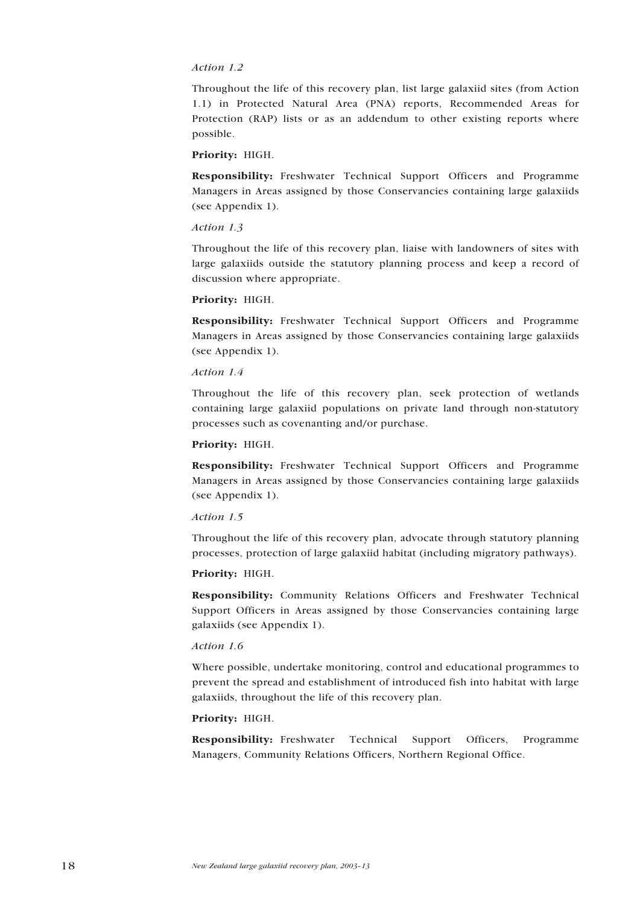*Action 1.2*

Throughout the life of this recovery plan, list large galaxiid sites (from Action 1.1) in Protected Natural Area (PNA) reports, Recommended Areas for Protection (RAP) lists or as an addendum to other existing reports where possible.

**Priority:** HIGH.

**Responsibility:** Freshwater Technical Support Officers and Programme Managers in Areas assigned by those Conservancies containing large galaxiids (see Appendix 1).

*Action 1.3*

Throughout the life of this recovery plan, liaise with landowners of sites with large galaxiids outside the statutory planning process and keep a record of discussion where appropriate.

**Priority:** HIGH.

**Responsibility:** Freshwater Technical Support Officers and Programme Managers in Areas assigned by those Conservancies containing large galaxiids (see Appendix 1).

*Action 1.4*

Throughout the life of this recovery plan, seek protection of wetlands containing large galaxiid populations on private land through non-statutory processes such as covenanting and/or purchase.

**Priority:** HIGH.

**Responsibility:** Freshwater Technical Support Officers and Programme Managers in Areas assigned by those Conservancies containing large galaxiids (see Appendix 1).

*Action 1.5*

Throughout the life of this recovery plan, advocate through statutory planning processes, protection of large galaxiid habitat (including migratory pathways).

**Priority:** HIGH.

**Responsibility:** Community Relations Officers and Freshwater Technical Support Officers in Areas assigned by those Conservancies containing large galaxiids (see Appendix 1).

*Action 1.6*

Where possible, undertake monitoring, control and educational programmes to prevent the spread and establishment of introduced fish into habitat with large galaxiids, throughout the life of this recovery plan.

**Priority:** HIGH.

**Responsibility:** Freshwater Technical Support Officers, Programme Managers, Community Relations Officers, Northern Regional Office.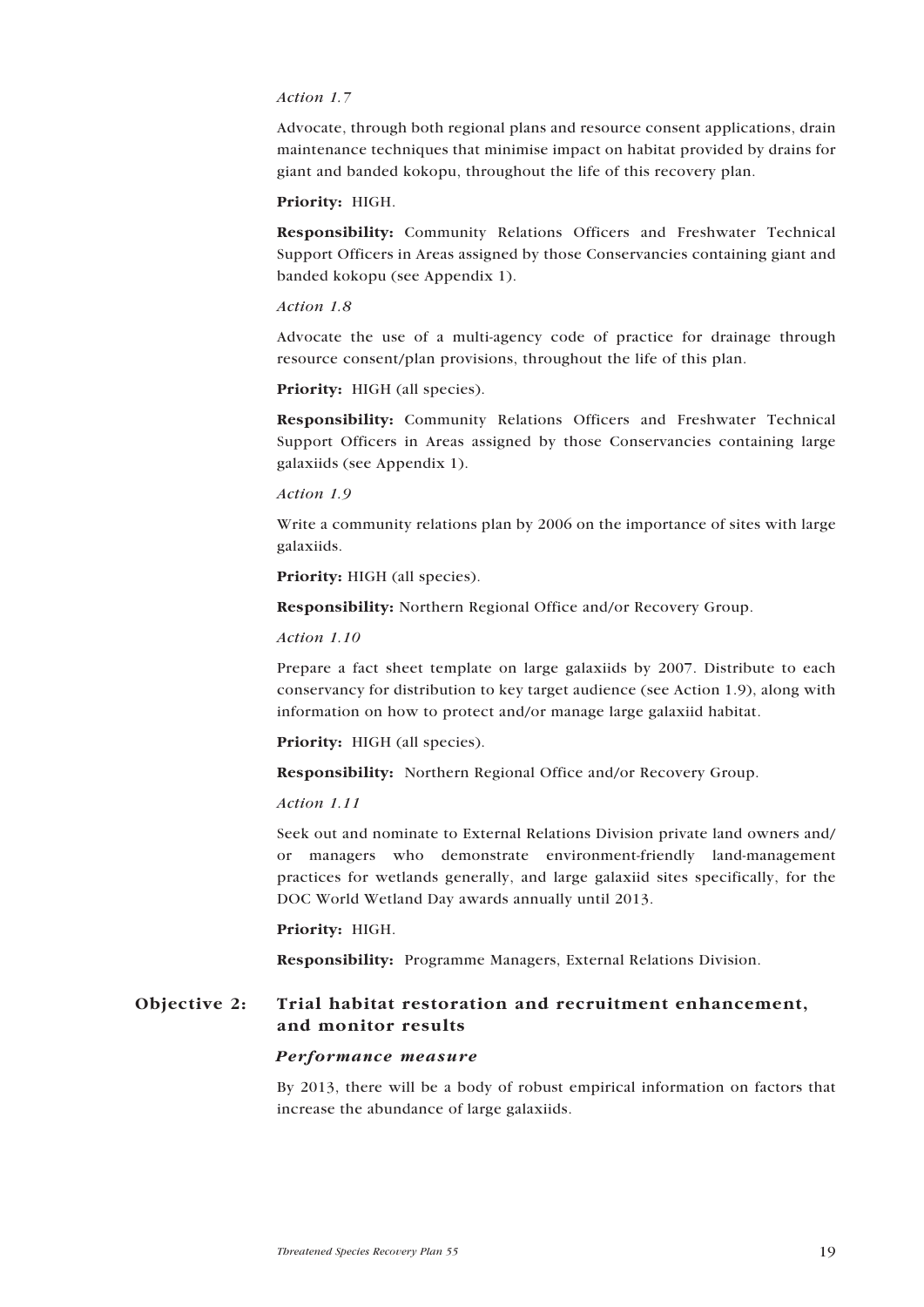*Action 1.7*

Advocate, through both regional plans and resource consent applications, drain maintenance techniques that minimise impact on habitat provided by drains for giant and banded kokopu, throughout the life of this recovery plan.

**Priority:** HIGH.

**Responsibility:** Community Relations Officers and Freshwater Technical Support Officers in Areas assigned by those Conservancies containing giant and banded kokopu (see Appendix 1).

*Action 1.8*

Advocate the use of a multi-agency code of practice for drainage through resource consent/plan provisions, throughout the life of this plan.

**Priority:** HIGH (all species).

**Responsibility:** Community Relations Officers and Freshwater Technical Support Officers in Areas assigned by those Conservancies containing large galaxiids (see Appendix 1).

*Action 1.9*

Write a community relations plan by 2006 on the importance of sites with large galaxiids.

**Priority:** HIGH (all species).

**Responsibility:** Northern Regional Office and/or Recovery Group.

*Action 1.10*

Prepare a fact sheet template on large galaxiids by 2007. Distribute to each conservancy for distribution to key target audience (see Action 1.9), along with information on how to protect and/or manage large galaxiid habitat.

**Priority:** HIGH (all species).

**Responsibility:** Northern Regional Office and/or Recovery Group.

*Action 1.11*

Seek out and nominate to External Relations Division private land owners and/or managers who demonstrate environment-friendly land-management practices for wetlands generally, and large galaxiid sites specifically, for the DOC World Wetland Day awards annually until 2013.

**Priority:** HIGH.

**Responsibility:** Programme Managers, External Relations Division.

## Objective 2: Trial habitat restoration and recruitment enhancement, and monitor results

### *Performance measure*

By 2013, there will be a body of robust empirical information on factors that increase the abundance of large galaxiids.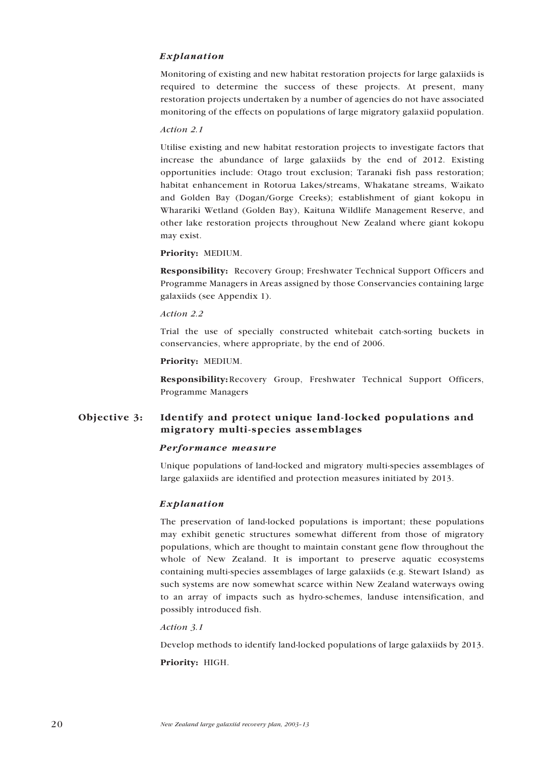### *Explanation*

Monitoring of existing and new habitat restoration projects for large galaxiids is required to determine the success of these projects. At present, many restoration projects undertaken by a number of agencies do not have associated monitoring of the effects on populations of large migratory galaxiid population.

*Action 2.1*

Utilise existing and new habitat restoration projects to investigate factors that increase the abundance of large galaxiids by the end of 2012. Existing opportunities include: Otago trout exclusion; Taranaki fish pass restoration; habitat enhancement in Rotorua Lakes/streams, Whakatane streams, Waikato and Golden Bay (Dogan/Gorge Creeks); establishment of giant kokopu in Wharariki Wetland (Golden Bay), Kaituna Wildlife Management Reserve, and other lake restoration projects throughout New Zealand where giant kokopu may exist.

**Priority:** MEDIUM.

**Responsibility:** Recovery Group; Freshwater Technical Support Officers and Programme Managers in Areas assigned by those Conservancies containing large galaxiids (see Appendix 1).

*Action 2.2*

Trial the use of specially constructed whitebait catch-sorting buckets in conservancies, where appropriate, by the end of 2006.

**Priority:** MEDIUM.

**Responsibility:** Recovery Group, Freshwater Technical Support Officers, Programme Managers

## Objective 3: Identify and protect unique land-locked populations and migratory multi-species assemblages

### *Performance measure*

Unique populations of land-locked and migratory multi-species assemblages of large galaxiids are identified and protection measures initiated by 2013.

### *Explanation*

The preservation of land-locked populations is important; these populations may exhibit genetic structures somewhat different from those of migratory populations, which are thought to maintain constant gene flow throughout the whole of New Zealand. It is important to preserve aquatic ecosystems containing multi-species assemblages of large galaxiids (e.g. Stewart Island) as such systems are now somewhat scarce within New Zealand waterways owing to an array of impacts such as hydro-schemes, landuse intensification, and possibly introduced fish.

*Action 3.1*

Develop methods to identify land-locked populations of large galaxiids by 2013.

**Priority:** HIGH.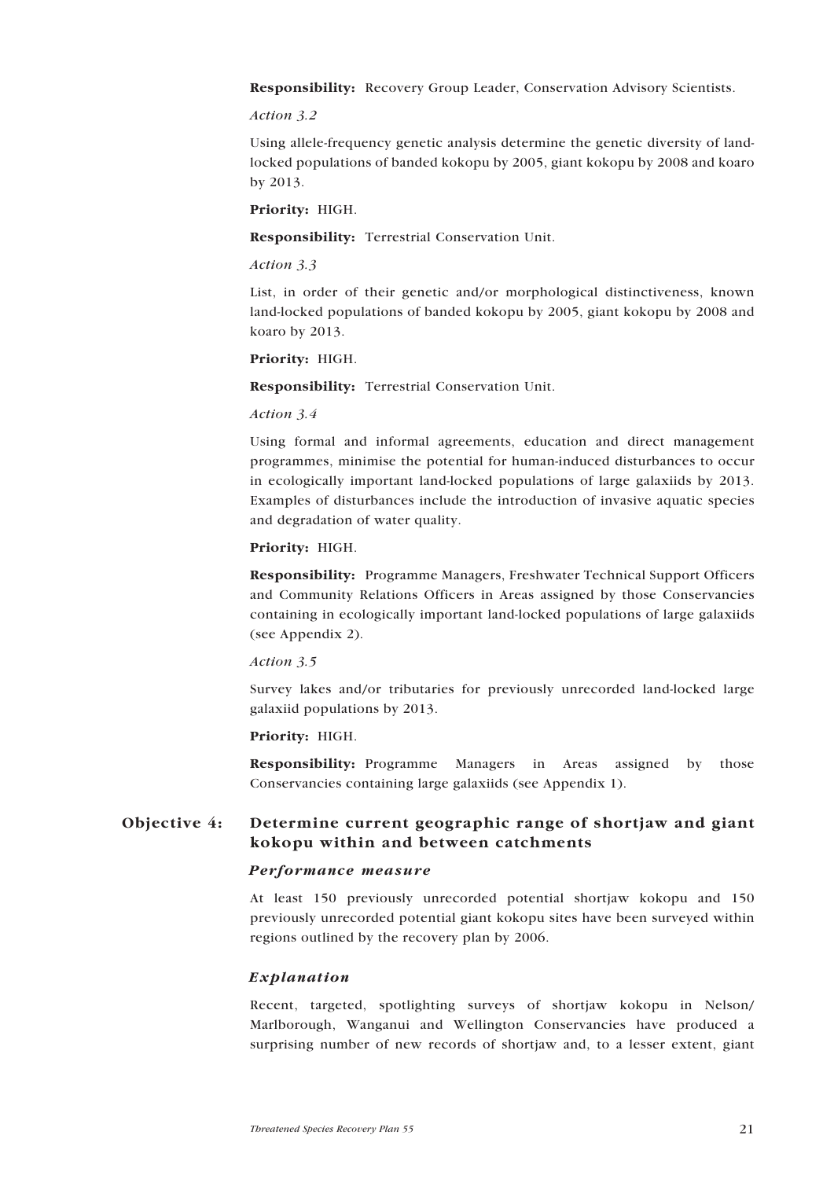**Responsibility:** Recovery Group Leader, Conservation Advisory Scientists.

*Action 3.2*

Using allele-frequency genetic analysis determine the genetic diversity of land-locked populations of banded kokopu by 2005, giant kokopu by 2008 and koaro by 2013.

**Priority:** HIGH.

**Responsibility:** Terrestrial Conservation Unit.

*Action 3.3*

List, in order of their genetic and/or morphological distinctiveness, known land-locked populations of banded kokopu by 2005, giant kokopu by 2008 and koaro by 2013.

**Priority:** HIGH.

**Responsibility:** Terrestrial Conservation Unit.

*Action 3.4*

Using formal and informal agreements, education and direct management programmes, minimise the potential for human-induced disturbances to occur in ecologically important land-locked populations of large galaxiids by 2013. Examples of disturbances include the introduction of invasive aquatic species and degradation of water quality.

**Priority:** HIGH.

**Responsibility:** Programme Managers, Freshwater Technical Support Officers and Community Relations Officers in Areas assigned by those Conservancies containing in ecologically important land-locked populations of large galaxiids (see Appendix 2).

*Action 3.5*

Survey lakes and/or tributaries for previously unrecorded land-locked large galaxiid populations by 2013.

**Priority:** HIGH.

**Responsibility:** Programme Managers in Areas assigned by those Conservancies containing large galaxiids (see Appendix 1).

## Objective 4: Determine current geographic range of shortjaw and giant kokopu within and between catchments

### *Performance measure*

At least 150 previously unrecorded potential shortjaw kokopu and 150 previously unrecorded potential giant kokopu sites have been surveyed within regions outlined by the recovery plan by 2006.

### *Explanation*

Recent, targeted, spotlighting surveys of shortjaw kokopu in Nelson/Marlborough, Wanganui and Wellington Conservancies have produced a surprising number of new records of shortjaw and, to a lesser extent, giant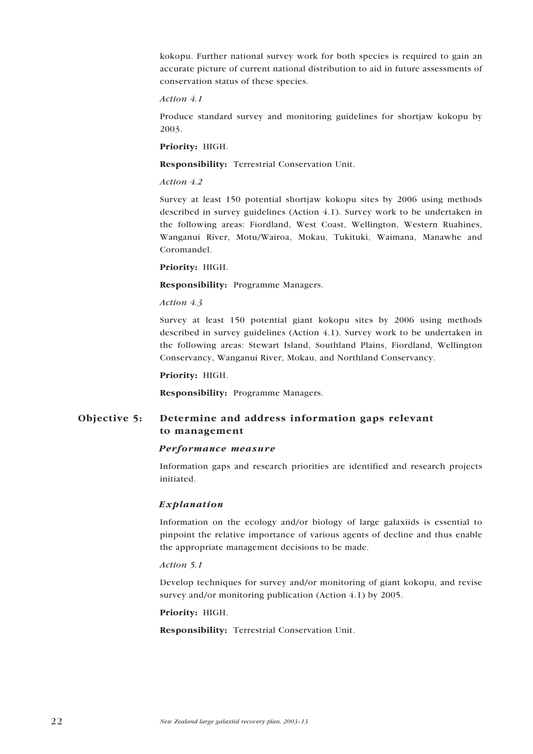kokopu. Further national survey work for both species is required to gain an accurate picture of current national distribution to aid in future assessments of conservation status of these species.

*Action 4.1*

Produce standard survey and monitoring guidelines for shortjaw kokopu by 2003.

**Priority:** HIGH.

**Responsibility:** Terrestrial Conservation Unit.

*Action 4.2*

Survey at least 150 potential shortjaw kokopu sites by 2006 using methods described in survey guidelines (Action 4.1). Survey work to be undertaken in the following areas: Fiordland, West Coast, Wellington, Western Ruahines, Wanganui River, Motu/Wairoa, Mokau, Tukituki, Waimana, Manawhe and Coromandel.

**Priority:** HIGH.

**Responsibility:** Programme Managers.

*Action 4.3*

Survey at least 150 potential giant kokopu sites by 2006 using methods described in survey guidelines (Action 4.1). Survey work to be undertaken in the following areas: Stewart Island, Southland Plains, Fiordland, Wellington Conservancy, Wanganui River, Mokau, and Northland Conservancy.

**Priority:** HIGH.

**Responsibility:** Programme Managers.

## Objective 5: Determine and address information gaps relevant to management

### *Performance measure*

Information gaps and research priorities are identified and research projects initiated.

### *Explanation*

Information on the ecology and/or biology of large galaxiids is essential to pinpoint the relative importance of various agents of decline and thus enable the appropriate management decisions to be made.

*Action 5.1*

Develop techniques for survey and/or monitoring of giant kokopu, and revise survey and/or monitoring publication (Action 4.1) by 2005.

**Priority:** HIGH.

**Responsibility:** Terrestrial Conservation Unit.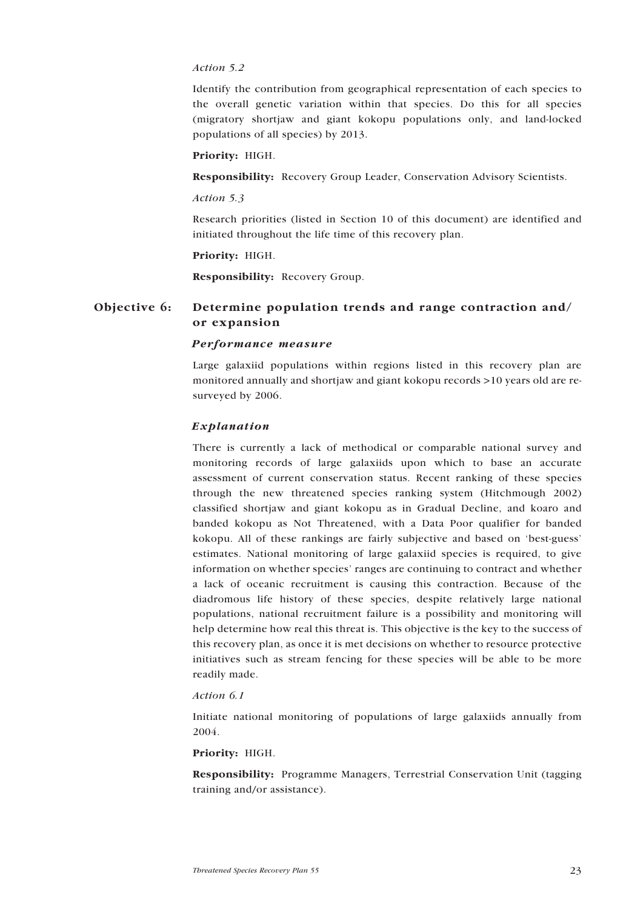*Action 5.2*

Identify the contribution from geographical representation of each species to the overall genetic variation within that species. Do this for all species (migratory shortjaw and giant kokopu populations only, and land-locked populations of all species) by 2013.

**Priority:** HIGH.

**Responsibility:** Recovery Group Leader, Conservation Advisory Scientists.

*Action 5.3*

Research priorities (listed in Section 10 of this document) are identified and initiated throughout the life time of this recovery plan.

**Priority:** HIGH.

**Responsibility:** Recovery Group.

## Objective 6: Determine population trends and range contraction and/or expansion

### *Performance measure*

Large galaxiid populations within regions listed in this recovery plan are monitored annually and shortjaw and giant kokopu records >10 years old are re-surveyed by 2006.

### *Explanation*

There is currently a lack of methodical or comparable national survey and monitoring records of large galaxiids upon which to base an accurate assessment of current conservation status. Recent ranking of these species through the new threatened species ranking system (Hitchmough 2002) classified shortjaw and giant kokopu as in Gradual Decline, and koaro and banded kokopu as Not Threatened, with a Data Poor qualifier for banded kokopu. All of these rankings are fairly subjective and based on 'best-guess' estimates. National monitoring of large galaxiid species is required, to give information on whether species' ranges are continuing to contract and whether a lack of oceanic recruitment is causing this contraction. Because of the diadromous life history of these species, despite relatively large national populations, national recruitment failure is a possibility and monitoring will help determine how real this threat is. This objective is the key to the success of this recovery plan, as once it is met decisions on whether to resource protective initiatives such as stream fencing for these species will be able to be more readily made.

*Action 6.1*

Initiate national monitoring of populations of large galaxiids annually from 2004.

**Priority:** HIGH.

**Responsibility:** Programme Managers, Terrestrial Conservation Unit (tagging training and/or assistance).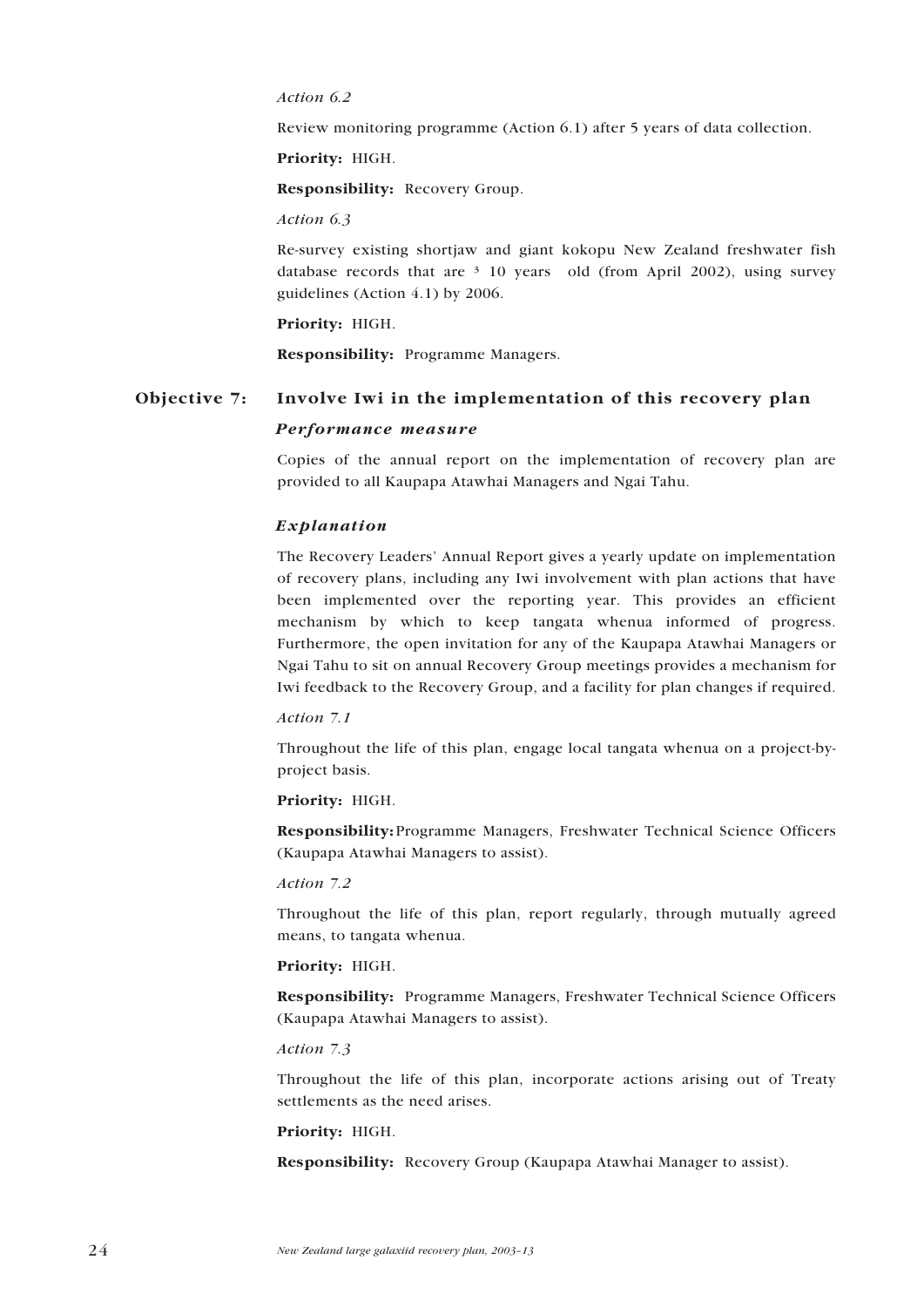*Action 6.2*

Review monitoring programme (Action 6.1) after 5 years of data collection.

**Priority:** HIGH.

**Responsibility:** Recovery Group.

*Action 6.3*

Re-survey existing shortjaw and giant kokopu New Zealand freshwater fish database records that are ³ 10 years old (from April 2002), using survey guidelines (Action 4.1) by 2006.

**Priority:** HIGH.

**Responsibility:** Programme Managers.

## Objective 7: Involve Iwi in the implementation of this recovery plan

### *Performance measure*

Copies of the annual report on the implementation of recovery plan are provided to all Kaupapa Atawhai Managers and Ngai Tahu.

### *Explanation*

The Recovery Leaders' Annual Report gives a yearly update on implementation of recovery plans, including any Iwi involvement with plan actions that have been implemented over the reporting year. This provides an efficient mechanism by which to keep tangata whenua informed of progress. Furthermore, the open invitation for any of the Kaupapa Atawhai Managers or Ngai Tahu to sit on annual Recovery Group meetings provides a mechanism for Iwi feedback to the Recovery Group, and a facility for plan changes if required.

*Action 7.1*

Throughout the life of this plan, engage local tangata whenua on a project-by-project basis.

**Priority:** HIGH.

**Responsibility:** Programme Managers, Freshwater Technical Science Officers (Kaupapa Atawhai Managers to assist).

*Action 7.2*

Throughout the life of this plan, report regularly, through mutually agreed means, to tangata whenua.

**Priority:** HIGH.

**Responsibility:** Programme Managers, Freshwater Technical Science Officers (Kaupapa Atawhai Managers to assist).

*Action 7.3*

Throughout the life of this plan, incorporate actions arising out of Treaty settlements as the need arises.

**Priority:** HIGH.

**Responsibility:** Recovery Group (Kaupapa Atawhai Manager to assist).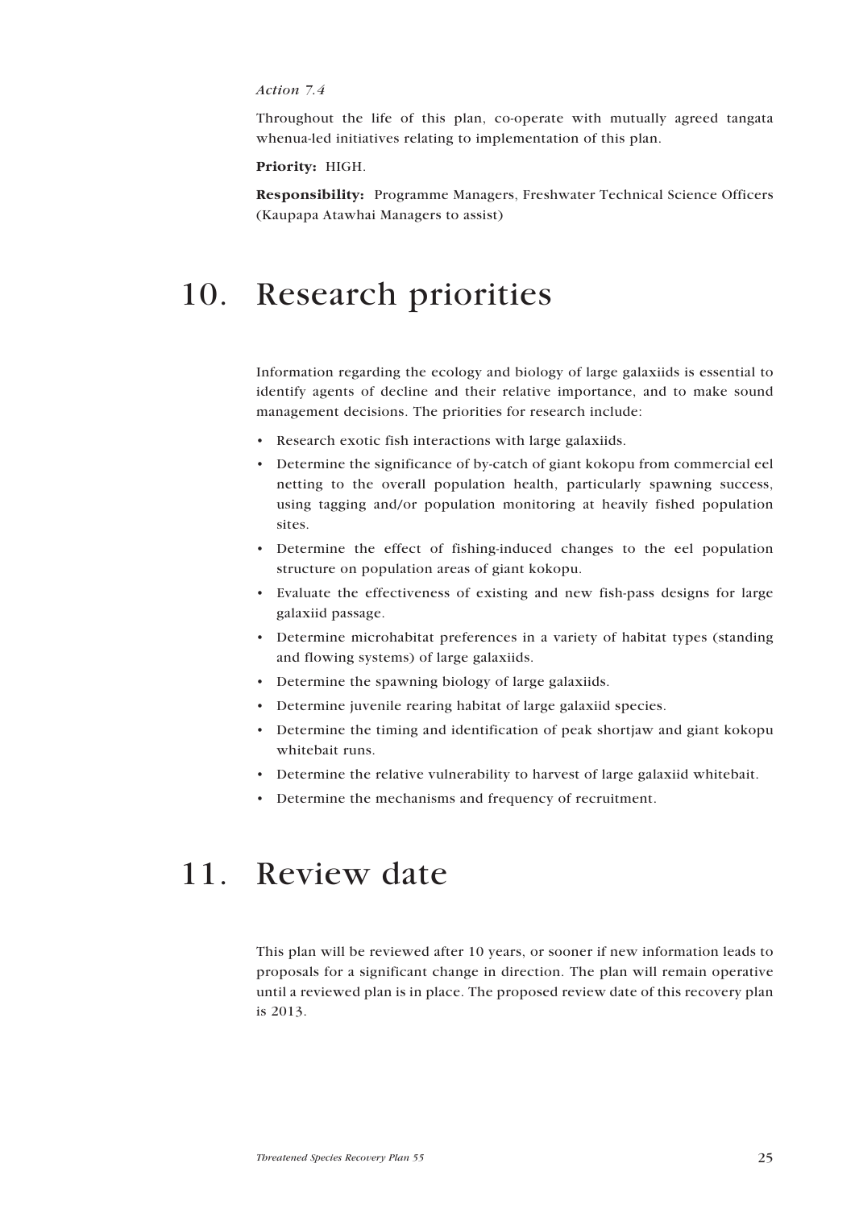*Action 7.4*

Throughout the life of this plan, co-operate with mutually agreed tangata whenua-led initiatives relating to implementation of this plan.

**Priority:** HIGH.

**Responsibility:** Programme Managers, Freshwater Technical Science Officers (Kaupapa Atawhai Managers to assist)

# 10. Research priorities

Information regarding the ecology and biology of large galaxiids is essential to identify agents of decline and their relative importance, and to make sound management decisions. The priorities for research include:

- Research exotic fish interactions with large galaxiids.
- Determine the significance of by-catch of giant kokopu from commercial eel netting to the overall population health, particularly spawning success, using tagging and/or population monitoring at heavily fished population sites.
- Determine the effect of fishing-induced changes to the eel population structure on population areas of giant kokopu.
- Evaluate the effectiveness of existing and new fish-pass designs for large galaxiid passage.
- Determine microhabitat preferences in a variety of habitat types (standing and flowing systems) of large galaxiids.
- Determine the spawning biology of large galaxiids.
- Determine juvenile rearing habitat of large galaxiid species.
- Determine the timing and identification of peak shortjaw and giant kokopu whitebait runs.
- Determine the relative vulnerability to harvest of large galaxiid whitebait.
- Determine the mechanisms and frequency of recruitment.

# 11. Review date

This plan will be reviewed after 10 years, or sooner if new information leads to proposals for a significant change in direction. The plan will remain operative until a reviewed plan is in place. The proposed review date of this recovery plan is 2013.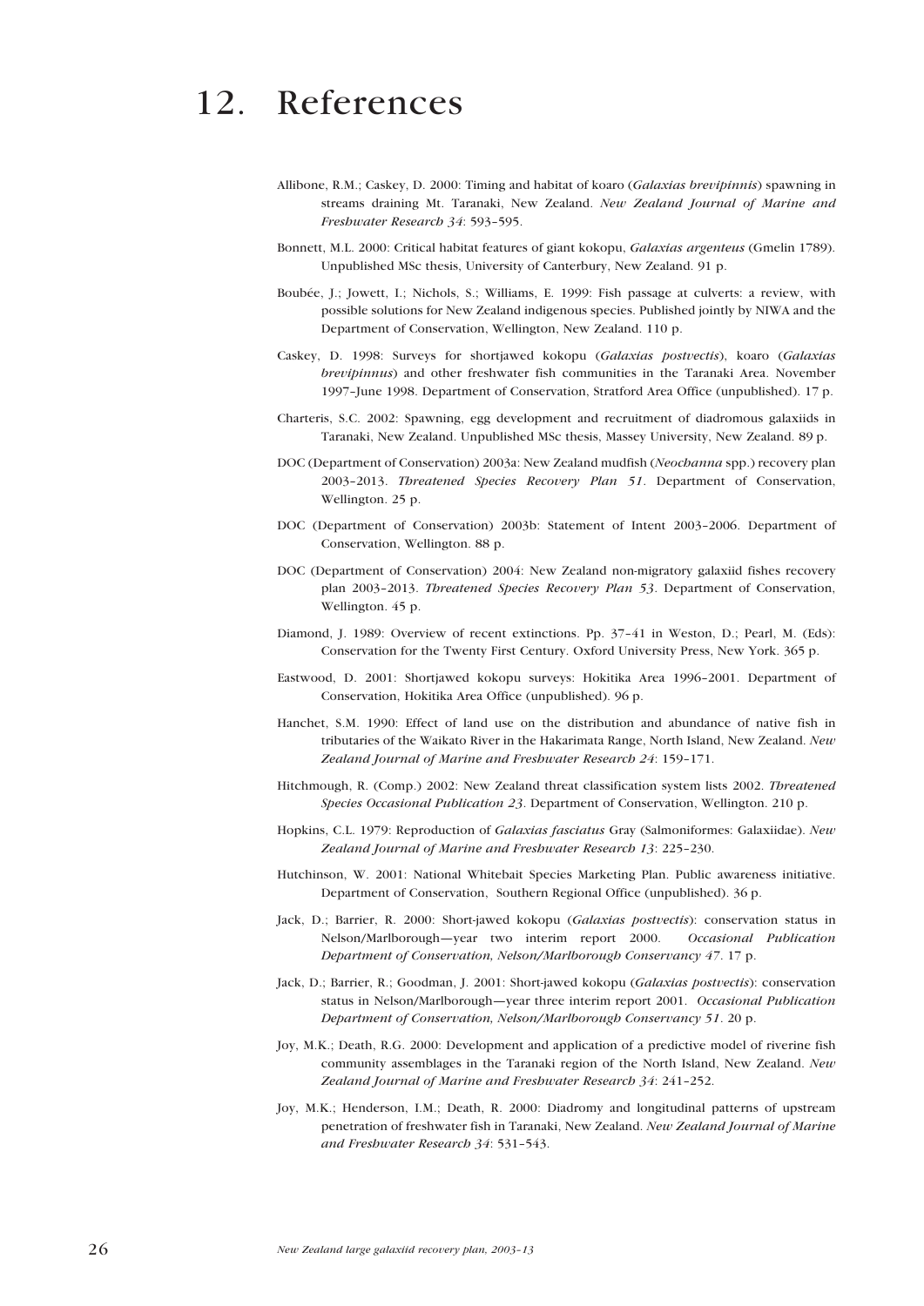# 12. References

Allibone, R.M.; Caskey, D. 2000: Timing and habitat of koaro (*Galaxias brevipinnis*) spawning in streams draining Mt. Taranaki, New Zealand. *New Zealand Journal of Marine and Freshwater Research 34*: 593–595.

Bonnett, M.L. 2000: Critical habitat features of giant kokopu, *Galaxias argenteus* (Gmelin 1789). Unpublished MSc thesis, University of Canterbury, New Zealand. 91 p.

Boubée, J.; Jowett, I.; Nichols, S.; Williams, E. 1999: Fish passage at culverts: a review, with possible solutions for New Zealand indigenous species. Published jointly by NIWA and the Department of Conservation, Wellington, New Zealand. 110 p.

Caskey, D. 1998: Surveys for shortjawed kokopu (*Galaxias postvectis*), koaro (*Galaxias brevipinnus*) and other freshwater fish communities in the Taranaki Area. November 1997–June 1998. Department of Conservation, Stratford Area Office (unpublished). 17 p.

Charteris, S.C. 2002: Spawning, egg development and recruitment of diadromous galaxiids in Taranaki, New Zealand. Unpublished MSc thesis, Massey University, New Zealand. 89 p.

DOC (Department of Conservation) 2003a: New Zealand mudfish (*Neochanna* spp.) recovery plan 2003–2013. *Threatened Species Recovery Plan 51*. Department of Conservation, Wellington. 25 p.

DOC (Department of Conservation) 2003b: Statement of Intent 2003–2006. Department of Conservation, Wellington. 88 p.

DOC (Department of Conservation) 2004: New Zealand non-migratory galaxiid fishes recovery plan 2003–2013. *Threatened Species Recovery Plan 53*. Department of Conservation, Wellington. 45 p.

Diamond, J. 1989: Overview of recent extinctions. Pp. 37–41 in Weston, D.; Pearl, M. (Eds): Conservation for the Twenty First Century. Oxford University Press, New York. 365 p.

Eastwood, D. 2001: Shortjawed kokopu surveys: Hokitika Area 1996–2001. Department of Conservation, Hokitika Area Office (unpublished). 96 p.

Hanchet, S.M. 1990: Effect of land use on the distribution and abundance of native fish in tributaries of the Waikato River in the Hakarimata Range, North Island, New Zealand. *New Zealand Journal of Marine and Freshwater Research 24*: 159–171.

Hitchmough, R. (Comp.) 2002: New Zealand threat classification system lists 2002. *Threatened Species Occasional Publication 23*. Department of Conservation, Wellington. 210 p.

Hopkins, C.L. 1979: Reproduction of *Galaxias fasciatus* Gray (Salmoniformes: Galaxiidae). *New Zealand Journal of Marine and Freshwater Research 13*: 225–230.

Hutchinson, W. 2001: National Whitebait Species Marketing Plan. Public awareness initiative. Department of Conservation, Southern Regional Office (unpublished). 36 p.

Jack, D.; Barrier, R. 2000: Short-jawed kokopu (*Galaxias postvectis*): conservation status in Nelson/Marlborough—year two interim report 2000. *Occasional Publication Department of Conservation, Nelson/Marlborough Conservancy 47*. 17 p.

Jack, D.; Barrier, R.; Goodman, J. 2001: Short-jawed kokopu (*Galaxias postvectis*): conservation status in Nelson/Marlborough—year three interim report 2001. *Occasional Publication Department of Conservation, Nelson/Marlborough Conservancy 51*. 20 p.

Joy, M.K.; Death, R.G. 2000: Development and application of a predictive model of riverine fish community assemblages in the Taranaki region of the North Island, New Zealand. *New Zealand Journal of Marine and Freshwater Research 34*: 241–252.

Joy, M.K.; Henderson, I.M.; Death, R. 2000: Diadromy and longitudinal patterns of upstream penetration of freshwater fish in Taranaki, New Zealand. *New Zealand Journal of Marine and Freshwater Research 34*: 531–543.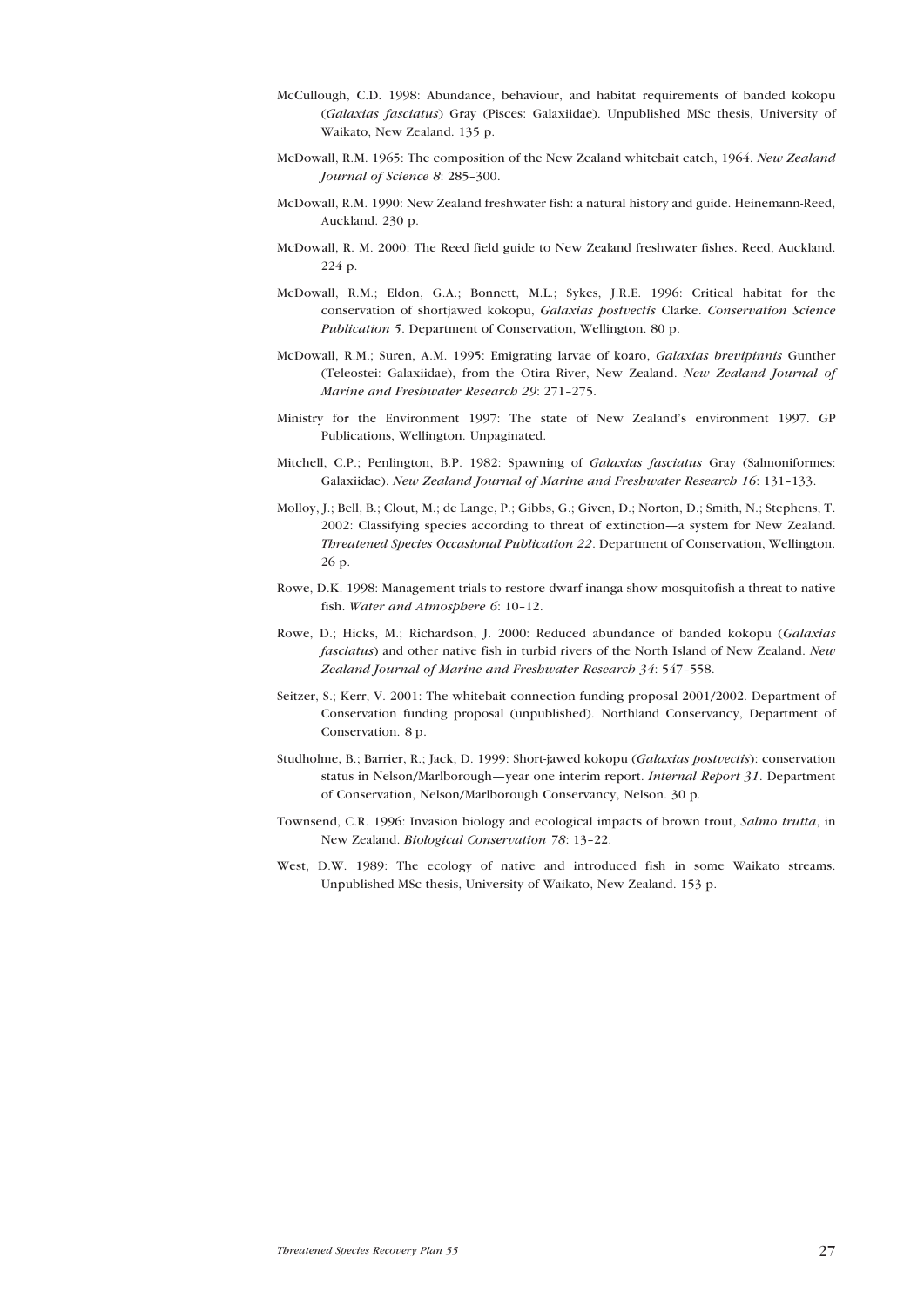McCullough, C.D. 1998: Abundance, behaviour, and habitat requirements of banded kokopu (*Galaxias fasciatus*) Gray (Pisces: Galaxiidae). Unpublished MSc thesis, University of Waikato, New Zealand. 135 p.

McDowall, R.M. 1965: The composition of the New Zealand whitebait catch, 1964. *New Zealand Journal of Science 8*: 285–300.

McDowall, R.M. 1990: New Zealand freshwater fish: a natural history and guide. Heinemann-Reed, Auckland. 230 p.

McDowall, R. M. 2000: The Reed field guide to New Zealand freshwater fishes. Reed, Auckland. 224 p.

McDowall, R.M.; Eldon, G.A.; Bonnett, M.L.; Sykes, J.R.E. 1996: Critical habitat for the conservation of shortjawed kokopu, *Galaxias postvectis* Clarke. *Conservation Science Publication 5*. Department of Conservation, Wellington. 80 p.

McDowall, R.M.; Suren, A.M. 1995: Emigrating larvae of koaro, *Galaxias brevipinnis* Gunther (Teleostei: Galaxiidae), from the Otira River, New Zealand. *New Zealand Journal of Marine and Freshwater Research 29*: 271–275.

Ministry for the Environment 1997: The state of New Zealand's environment 1997. GP Publications, Wellington. Unpaginated.

Mitchell, C.P.; Penlington, B.P. 1982: Spawning of *Galaxias fasciatus* Gray (Salmoniformes: Galaxiidae). *New Zealand Journal of Marine and Freshwater Research 16*: 131–133.

Molloy, J.; Bell, B.; Clout, M.; de Lange, P.; Gibbs, G.; Given, D.; Norton, D.; Smith, N.; Stephens, T. 2002: Classifying species according to threat of extinction—a system for New Zealand. *Threatened Species Occasional Publication 22*. Department of Conservation, Wellington. 26 p.

Rowe, D.K. 1998: Management trials to restore dwarf inanga show mosquitofish a threat to native fish. *Water and Atmosphere 6*: 10–12.

Rowe, D.; Hicks, M.; Richardson, J. 2000: Reduced abundance of banded kokopu (*Galaxias fasciatus*) and other native fish in turbid rivers of the North Island of New Zealand. *New Zealand Journal of Marine and Freshwater Research 34*: 547–558.

Seitzer, S.; Kerr, V. 2001: The whitebait connection funding proposal 2001/2002. Department of Conservation funding proposal (unpublished). Northland Conservancy, Department of Conservation. 8 p.

Studholme, B.; Barrier, R.; Jack, D. 1999: Short-jawed kokopu (*Galaxias postvectis*): conservation status in Nelson/Marlborough—year one interim report. *Internal Report 31*. Department of Conservation, Nelson/Marlborough Conservancy, Nelson. 30 p.

Townsend, C.R. 1996: Invasion biology and ecological impacts of brown trout, *Salmo trutta*, in New Zealand. *Biological Conservation 78*: 13–22.

West, D.W. 1989: The ecology of native and introduced fish in some Waikato streams. Unpublished MSc thesis, University of Waikato, New Zealand. 153 p.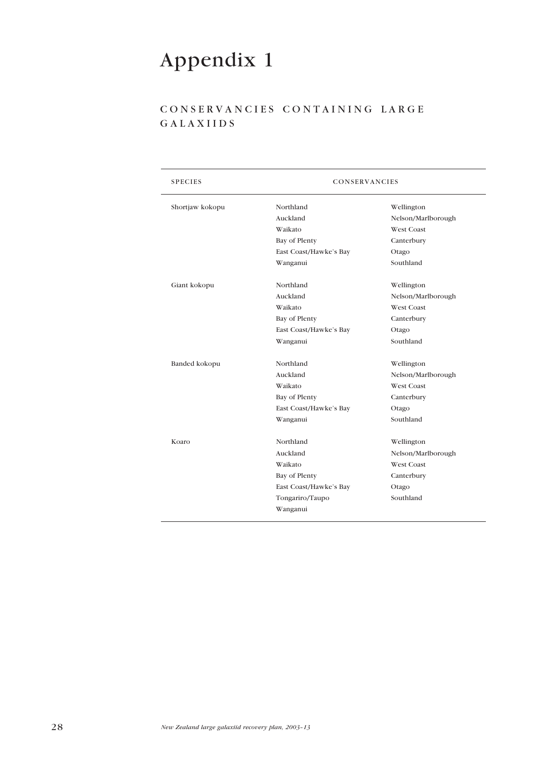# Appendix 1

## CONSERVANCIES CONTAINING LARGE GALAXIIDS

| SPECIES | CONSERVANCIES | |
|---|---|---|
| Shortjaw kokopu | Northland | Wellington |
| | Auckland | Nelson/Marlborough |
| | Waikato | West Coast |
| | Bay of Plenty | Canterbury |
| | East Coast/Hawke's Bay | Otago |
| | Wanganui | Southland |
| Giant kokopu | Northland | Wellington |
| | Auckland | Nelson/Marlborough |
| | Waikato | West Coast |
| | Bay of Plenty | Canterbury |
| | East Coast/Hawke's Bay | Otago |
| | Wanganui | Southland |
| Banded kokopu | Northland | Wellington |
| | Auckland | Nelson/Marlborough |
| | Waikato | West Coast |
| | Bay of Plenty | Canterbury |
| | East Coast/Hawke's Bay | Otago |
| | Wanganui | Southland |
| Koaro | Northland | Wellington |
| | Auckland | Nelson/Marlborough |
| | Waikato | West Coast |
| | Bay of Plenty | Canterbury |
| | East Coast/Hawke's Bay | Otago |
| | Tongariro/Taupo | Southland |
| | Wanganui | |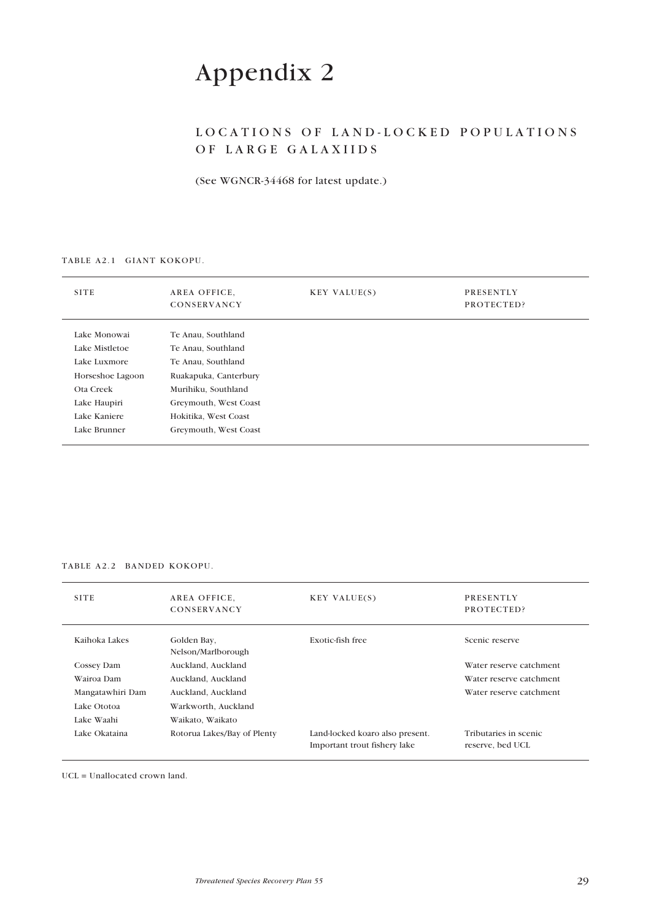# Appendix 2

## LOCATIONS OF LAND-LOCKED POPULATIONS OF LARGE GALAXIIDS

(See WGNCR-34468 for latest update.)

TABLE A2.1 GIANT KOKOPU.

| SITE | AREA OFFICE, CONSERVANCY | KEY VALUE(S) | PRESENTLY PROTECTED? |
|---|---|---|---|
| Lake Monowai | Te Anau, Southland | | |
| Lake Mistletoe | Te Anau, Southland | | |
| Lake Luxmore | Te Anau, Southland | | |
| Horseshoe Lagoon | Ruakapuka, Canterbury | | |
| Ota Creek | Murihiku, Southland | | |
| Lake Haupiri | Greymouth, West Coast | | |
| Lake Kaniere | Hokitika, West Coast | | |
| Lake Brunner | Greymouth, West Coast | | |

TABLE A2.2 BANDED KOKOPU.

| SITE | AREA OFFICE, CONSERVANCY | KEY VALUE(S) | PRESENTLY PROTECTED? |
|---|---|---|---|
| Kaihoka Lakes | Golden Bay, Nelson/Marlborough | Exotic-fish free | Scenic reserve |
| Cossey Dam | Auckland, Auckland | | Water reserve catchment |
| Wairoa Dam | Auckland, Auckland | | Water reserve catchment |
| Mangatawhiri Dam | Auckland, Auckland | | Water reserve catchment |
| Lake Ototoa | Warkworth, Auckland | | |
| Lake Waahi | Waikato, Waikato | | |
| Lake Okataina | Rotorua Lakes/Bay of Plenty | Land-locked koaro also present. Important trout fishery lake | Tributaries in scenic reserve, bed UCL |

UCL = Unallocated crown land.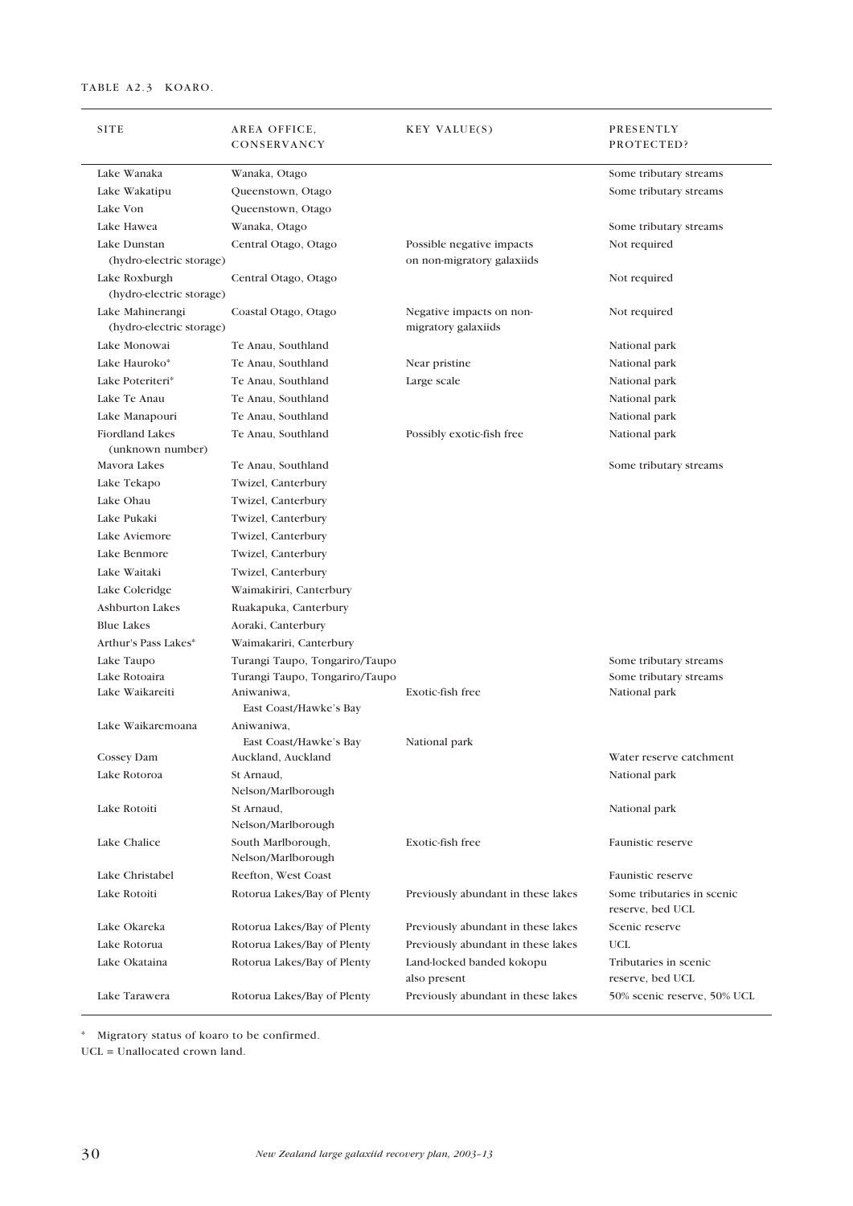TABLE A2.3 KOARO.

| SITE | AREA OFFICE, CONSERVANCY | KEY VALUE(S) | PRESENTLY PROTECTED? |
|---|---|---|---|
| Lake Wanaka | Wanaka, Otago | | Some tributary streams |
| Lake Wakatipu | Queenstown, Otago | | Some tributary streams |
| Lake Von | Queenstown, Otago | | |
| Lake Hawea | Wanaka, Otago | | Some tributary streams |
| Lake Dunstan (hydro-electric storage) | Central Otago, Otago | Possible negative impacts on non-migratory galaxiids | Not required |
| Lake Roxburgh (hydro-electric storage) | Central Otago, Otago | | Not required |
| Lake Mahinerangi (hydro-electric storage) | Coastal Otago, Otago | Negative impacts on non-migratory galaxiids | Not required |
| Lake Monowai | Te Anau, Southland | | National park |
| Lake Hauroko* | Te Anau, Southland | Near pristine | National park |
| Lake Poteriteri* | Te Anau, Southland | Large scale | National park |
| Lake Te Anau | Te Anau, Southland | | National park |
| Lake Manapouri | Te Anau, Southland | | National park |
| Fiordland Lakes (unknown number) | Te Anau, Southland | Possibly exotic-fish free | National park |
| Mavora Lakes | Te Anau, Southland | | Some tributary streams |
| Lake Tekapo | Twizel, Canterbury | | |
| Lake Ohau | Twizel, Canterbury | | |
| Lake Pukaki | Twizel, Canterbury | | |
| Lake Aviemore | Twizel, Canterbury | | |
| Lake Benmore | Twizel, Canterbury | | |
| Lake Waitaki | Twizel, Canterbury | | |
| Lake Coleridge | Waimakiriri, Canterbury | | |
| Ashburton Lakes | Ruakapuka, Canterbury | | |
| Blue Lakes | Aoraki, Canterbury | | |
| Arthur's Pass Lakes* | Waimakariri, Canterbury | | |
| Lake Taupo | Turangi Taupo, Tongariro/Taupo | | Some tributary streams |
| Lake Rotoaira | Turangi Taupo, Tongariro/Taupo | | Some tributary streams |
| Lake Waikareiti | Aniwaniwa, East Coast/Hawke's Bay | Exotic-fish free | National park |
| Lake Waikaremoana | Aniwaniwa, East Coast/Hawke's Bay | National park | |
| Cossey Dam | Auckland, Auckland | | Water reserve catchment |
| Lake Rotoroa | St Arnaud, Nelson/Marlborough | | National park |
| Lake Rotoiti | St Arnaud, Nelson/Marlborough | | National park |
| Lake Chalice | South Marlborough, Nelson/Marlborough | Exotic-fish free | Faunistic reserve |
| Lake Christabel | Reefton, West Coast | | Faunistic reserve |
| Lake Rotoiti | Rotorua Lakes/Bay of Plenty | Previously abundant in these lakes | Some tributaries in scenic reserve, bed UCL |
| Lake Okareka | Rotorua Lakes/Bay of Plenty | Previously abundant in these lakes | Scenic reserve |
| Lake Rotorua | Rotorua Lakes/Bay of Plenty | Previously abundant in these lakes | UCL |
| Lake Okataina | Rotorua Lakes/Bay of Plenty | Land-locked banded kokopu also present | Tributaries in scenic reserve, bed UCL |
| Lake Tarawera | Rotorua Lakes/Bay of Plenty | Previously abundant in these lakes | 50% scenic reserve, 50% UCL |

* Migratory status of koaro to be confirmed.

UCL = Unallocated crown land.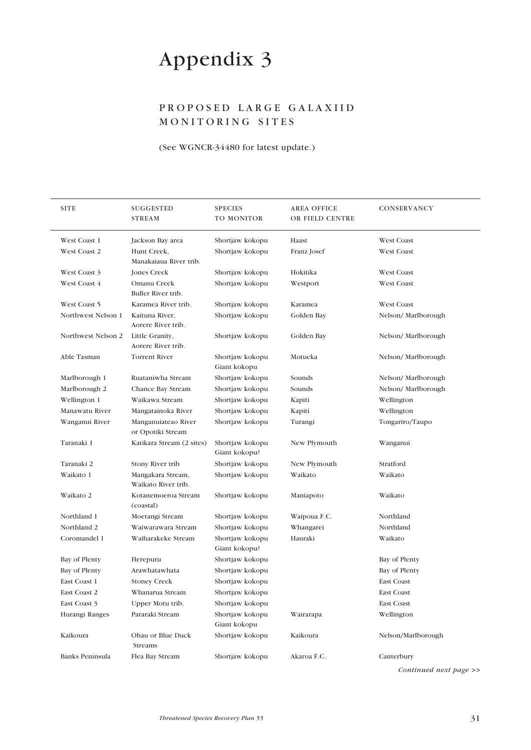# Appendix 3

## PROPOSED LARGE GALAXIID MONITORING SITES

(See WGNCR-34480 for latest update.)

| SITE | SUGGESTED STREAM | SPECIES TO MONITOR | AREA OFFICE OR FIELD CENTRE | CONSERVANCY |
|---|---|---|---|---|
| West Coast 1 | Jackson Bay area | Shortjaw kokopu | Haast | West Coast |
| West Coast 2 | Hunt Creek, Manakaiaua River trib. | Shortjaw kokopu | Franz Josef | West Coast |
| West Coast 3 | Jones Creek | Shortjaw kokopu | Hokitika | West Coast |
| West Coast 4 | Omanu Creek Buller River trib. | Shortjaw kokopu | Westport | West Coast |
| West Coast 5 | Karamea River trib. | Shortjaw kokopu | Karamea | West Coast |
| Northwest Nelson 1 | Kaituna River, Aorere River trib. | Shortjaw kokopu | Golden Bay | Nelson/ Marlborough |
| Northwest Nelson 2 | Little Granity, Aorere River trib. | Shortjaw kokopu | Golden Bay | Nelson/ Marlborough |
| Able Tasman | Torrent River | Shortjaw kokopu Giant kokopu | Motueka | Nelson/ Marlborough |
| Marlborough 1 | Ruataniwha Stream | Shortjaw kokopu | Sounds | Nelson/ Marlborough |
| Marlborough 2 | Chance Bay Stream | Shortjaw kokopu | Sounds | Nelson/ Marlborough |
| Wellington 1 | Waikawa Stream | Shortjaw kokopu | Kapiti | Wellington |
| Manawatu River | Mangatainoka River | Shortjaw kokopu | Kapiti | Wellington |
| Wanganui River | Manganuiateao River or Opotiki Stream | Shortjaw kokopu | Turangi | Tongariro/Taupo |
| Taranaki 1 | Katikara Stream (2 sites) | Shortjaw kokopu Giant kokopu? | New Plymouth | Wanganui |
| Taranaki 2 | Stony River trib | Shortjaw kokopu | New Plymouth | Stratford |
| Waikato 1 | Mangakara Stream, Waikato River trib. | Shortjaw kokopu | Waikato | Waikato |
| Waikato 2 | Kotanemoeroa Stream (coastal) | Shortjaw kokopu | Maniapoto | Waikato |
| Northland 1 | Moetangi Stream | Shortjaw kokopu | Waipoua F.C. | Northland |
| Northland 2 | Waiwarawara Stream | Shortjaw kokopu | Whangarei | Northland |
| Coromandel 1 | Waiharakeke Stream | Shortjaw kokopu Giant kokopu? | Hauraki | Waikato |
| Bay of Plenty | Herepuru | Shortjaw kokopu | | Bay of Plenty |
| Bay of Plenty | Arawhatawhata | Shortjaw kokopu | | Bay of Plenty |
| East Coast 1 | Stoney Creek | Shortjaw kokopu | | East Coast |
| East Coast 2 | Whanarua Stream | Shortjaw kokopu | | East Coast |
| East Coast 3 | Upper Motu trib. | Shortjaw kokopu | | East Coast |
| Hurangi Ranges | Pararaki Stream | Shortjaw kokopu Giant kokopu | Wairarapa | Wellington |
| Kaikoura | Ohau or Blue Duck Streams | Shortjaw kokopu | Kaikoura | Nelson/Marlborough |
| Banks Peninsula | Flea Bay Stream | Shortjaw kokopu | Akaroa F.C. | Canterbury |

*Continued next page >>*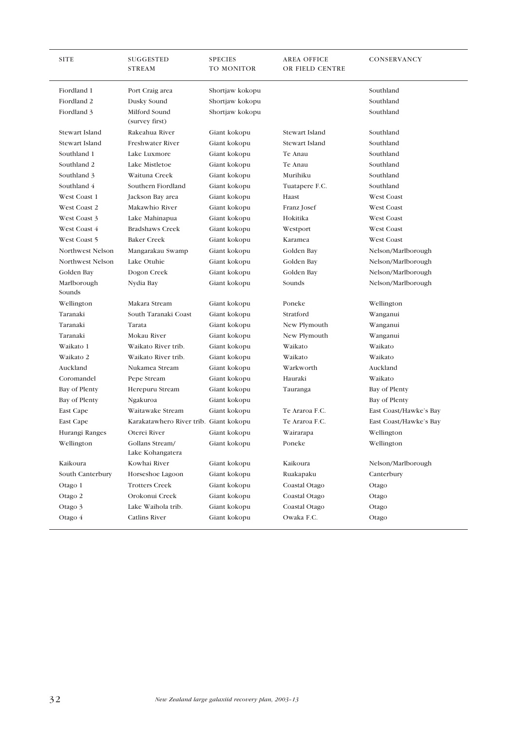| SITE | SUGGESTED STREAM | SPECIES TO MONITOR | AREA OFFICE OR FIELD CENTRE | CONSERVANCY |
|---|---|---|---|---|
| Fiordland 1 | Port Craig area | Shortjaw kokopu | | Southland |
| Fiordland 2 | Dusky Sound | Shortjaw kokopu | | Southland |
| Fiordland 3 | Milford Sound (survey first) | Shortjaw kokopu | | Southland |
| Stewart Island | Rakeahua River | Giant kokopu | Stewart Island | Southland |
| Stewart Island | Freshwater River | Giant kokopu | Stewart Island | Southland |
| Southland 1 | Lake Luxmore | Giant kokopu | Te Anau | Southland |
| Southland 2 | Lake Mistletoe | Giant kokopu | Te Anau | Southland |
| Southland 3 | Waituna Creek | Giant kokopu | Murihiku | Southland |
| Southland 4 | Southern Fiordland | Giant kokopu | Tuatapere F.C. | Southland |
| West Coast 1 | Jackson Bay area | Giant kokopu | Haast | West Coast |
| West Coast 2 | Makawhio River | Giant kokopu | Franz Josef | West Coast |
| West Coast 3 | Lake Mahinapua | Giant kokopu | Hokitika | West Coast |
| West Coast 4 | Bradshaws Creek | Giant kokopu | Westport | West Coast |
| West Coast 5 | Baker Creek | Giant kokopu | Karamea | West Coast |
| Northwest Nelson | Mangarakau Swamp | Giant kokopu | Golden Bay | Nelson/Marlborough |
| Northwest Nelson | Lake Otuhie | Giant kokopu | Golden Bay | Nelson/Marlborough |
| Golden Bay | Dogon Creek | Giant kokopu | Golden Bay | Nelson/Marlborough |
| Marlborough Sounds | Nydia Bay | Giant kokopu | Sounds | Nelson/Marlborough |
| Wellington | Makara Stream | Giant kokopu | Poneke | Wellington |
| Taranaki | South Taranaki Coast | Giant kokopu | Stratford | Wanganui |
| Taranaki | Tarata | Giant kokopu | New Plymouth | Wanganui |
| Taranaki | Mokau River | Giant kokopu | New Plymouth | Wanganui |
| Waikato 1 | Waikato River trib. | Giant kokopu | Waikato | Waikato |
| Waikato 2 | Waikato River trib. | Giant kokopu | Waikato | Waikato |
| Auckland | Nukamea Stream | Giant kokopu | Warkworth | Auckland |
| Coromandel | Pepe Stream | Giant kokopu | Hauraki | Waikato |
| Bay of Plenty | Herepuru Stream | Giant kokopu | Tauranga | Bay of Plenty |
| Bay of Plenty | Ngakuroa | Giant kokopu | | Bay of Plenty |
| East Cape | Waitawake Stream | Giant kokopu | Te Araroa F.C. | East Coast/Hawke's Bay |
| East Cape | Karakatawhero River trib. | Giant kokopu | Te Araroa F.C. | East Coast/Hawke's Bay |
| Hurangi Ranges | Oterei River | Giant kokopu | Wairarapa | Wellington |
| Wellington | Gollans Stream/ Lake Kohangatera | Giant kokopu | Poneke | Wellington |
| Kaikoura | Kowhai River | Giant kokopu | Kaikoura | Nelson/Marlborough |
| South Canterbury | Horseshoe Lagoon | Giant kokopu | Ruakapaku | Canterbury |
| Otago 1 | Trotters Creek | Giant kokopu | Coastal Otago | Otago |
| Otago 2 | Orokonui Creek | Giant kokopu | Coastal Otago | Otago |
| Otago 3 | Lake Waihola trib. | Giant kokopu | Coastal Otago | Otago |
| Otago 4 | Catlins River | Giant kokopu | Owaka F.C. | Otago |